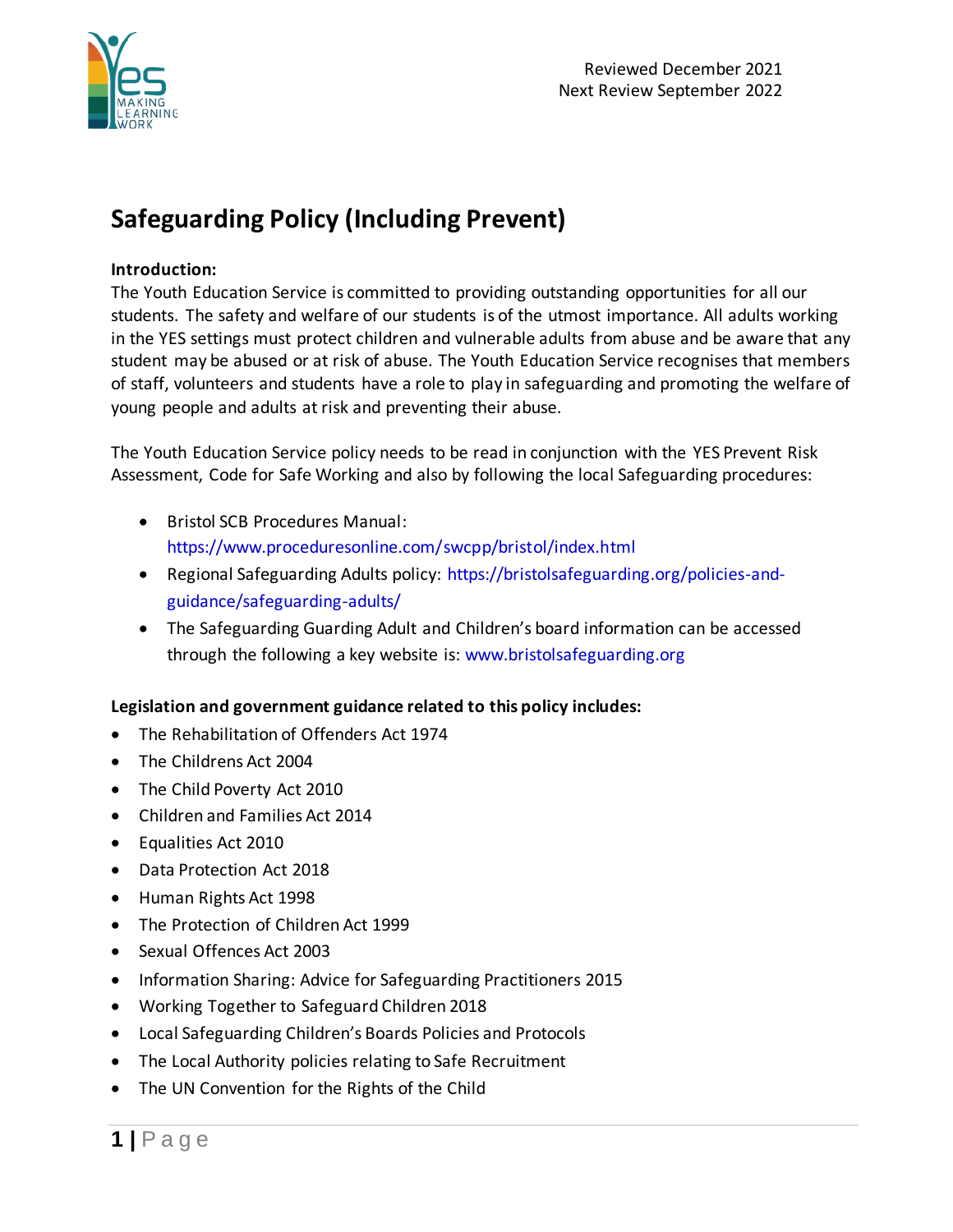Reviewed December 2021
Next Review September 2022

# Safeguarding Policy (Including Prevent)

**Introduction:**
The Youth Education Service is committed to providing outstanding opportunities for all our students. The safety and welfare of our students is of the utmost importance. All adults working in the YES settings must protect children and vulnerable adults from abuse and be aware that any student may be abused or at risk of abuse. The Youth Education Service recognises that members of staff, volunteers and students have a role to play in safeguarding and promoting the welfare of young people and adults at risk and preventing their abuse.

The Youth Education Service policy needs to be read in conjunction with the YES Prevent Risk Assessment, Code for Safe Working and also by following the local Safeguarding procedures:

- Bristol SCB Procedures Manual: https://www.proceduresonline.com/swcpp/bristol/index.html
- Regional Safeguarding Adults policy: https://bristolsafeguarding.org/policies-and-guidance/safeguarding-adults/
- The Safeguarding Guarding Adult and Children's board information can be accessed through the following a key website is: www.bristolsafeguarding.org

**Legislation and government guidance related to this policy includes:**

- The Rehabilitation of Offenders Act 1974
- The Childrens Act 2004
- The Child Poverty Act 2010
- Children and Families Act 2014
- Equalities Act 2010
- Data Protection Act 2018
- Human Rights Act 1998
- The Protection of Children Act 1999
- Sexual Offences Act 2003
- Information Sharing: Advice for Safeguarding Practitioners 2015
- Working Together to Safeguard Children 2018
- Local Safeguarding Children's Boards Policies and Protocols
- The Local Authority policies relating to Safe Recruitment
- The UN Convention for the Rights of the Child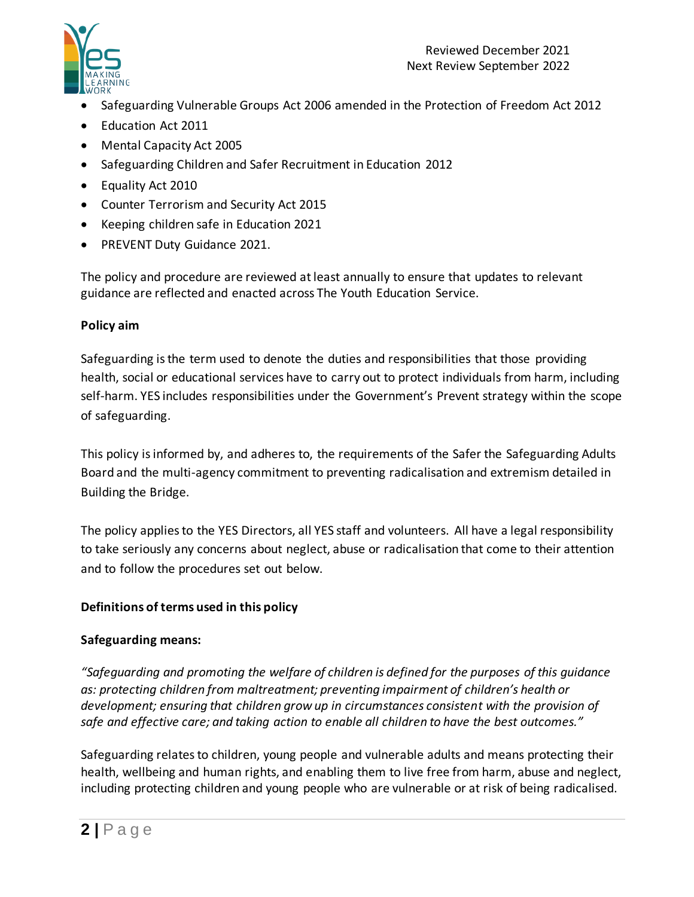- Safeguarding Vulnerable Groups Act 2006 amended in the Protection of Freedom Act 2012
- Education Act 2011
- Mental Capacity Act 2005
- Safeguarding Children and Safer Recruitment in Education 2012
- Equality Act 2010
- Counter Terrorism and Security Act 2015
- Keeping children safe in Education 2021
- PREVENT Duty Guidance 2021.

The policy and procedure are reviewed at least annually to ensure that updates to relevant guidance are reflected and enacted across The Youth Education Service.

**Policy aim**

Safeguarding is the term used to denote the duties and responsibilities that those providing health, social or educational services have to carry out to protect individuals from harm, including self-harm. YES includes responsibilities under the Government's Prevent strategy within the scope of safeguarding.

This policy is informed by, and adheres to, the requirements of the Safer the Safeguarding Adults Board and the multi-agency commitment to preventing radicalisation and extremism detailed in Building the Bridge.

The policy applies to the YES Directors, all YES staff and volunteers. All have a legal responsibility to take seriously any concerns about neglect, abuse or radicalisation that come to their attention and to follow the procedures set out below.

**Definitions of terms used in this policy**

**Safeguarding means:**

*"Safeguarding and promoting the welfare of children is defined for the purposes of this guidance as: protecting children from maltreatment; preventing impairment of children's health or development; ensuring that children grow up in circumstances consistent with the provision of safe and effective care; and taking action to enable all children to have the best outcomes."*

Safeguarding relates to children, young people and vulnerable adults and means protecting their health, wellbeing and human rights, and enabling them to live free from harm, abuse and neglect, including protecting children and young people who are vulnerable or at risk of being radicalised.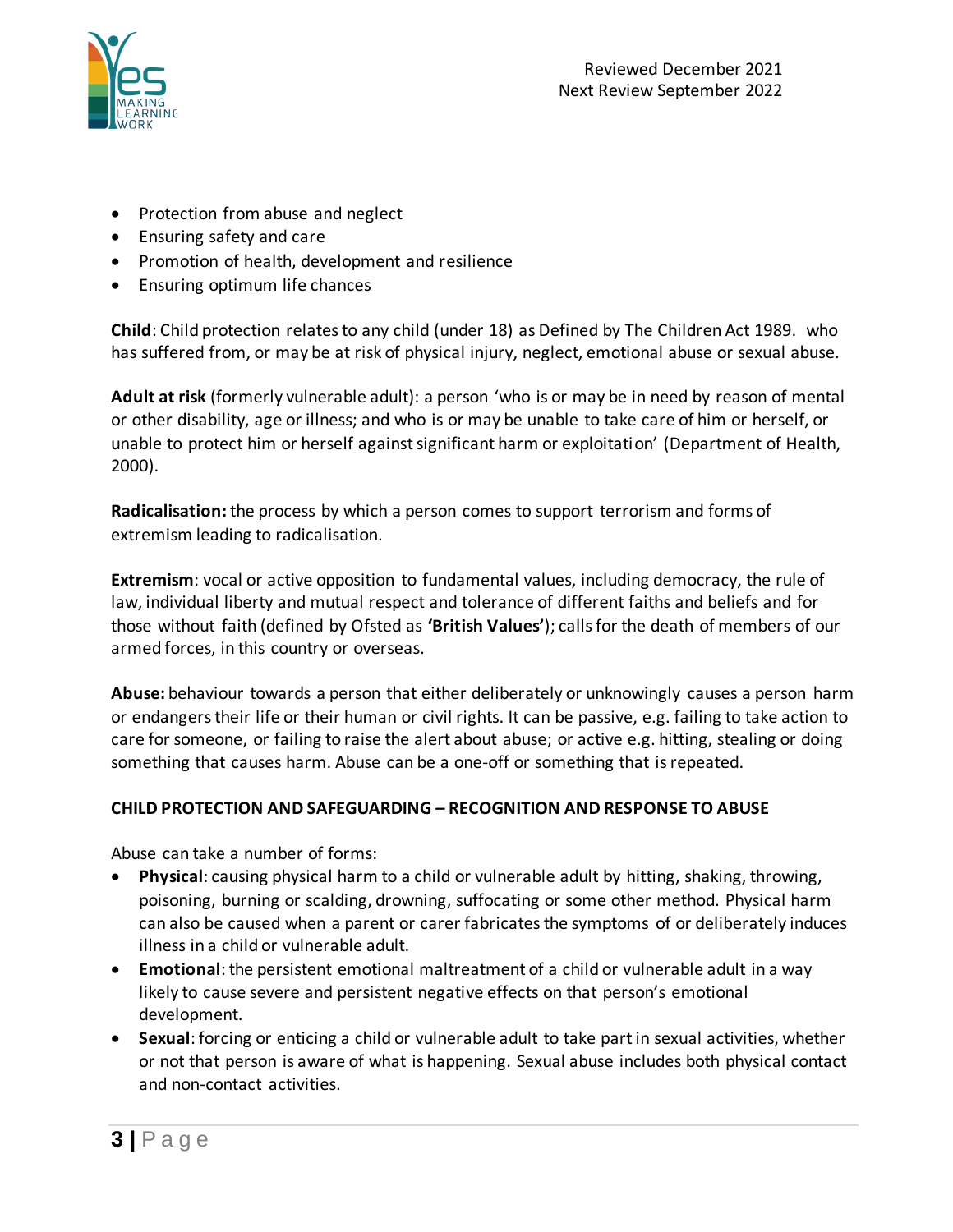- Protection from abuse and neglect
- Ensuring safety and care
- Promotion of health, development and resilience
- Ensuring optimum life chances

**Child**: Child protection relates to any child (under 18) as Defined by The Children Act 1989. who has suffered from, or may be at risk of physical injury, neglect, emotional abuse or sexual abuse.

**Adult at risk** (formerly vulnerable adult): a person 'who is or may be in need by reason of mental or other disability, age or illness; and who is or may be unable to take care of him or herself, or unable to protect him or herself against significant harm or exploitation' (Department of Health, 2000).

**Radicalisation:** the process by which a person comes to support terrorism and forms of extremism leading to radicalisation.

**Extremism**: vocal or active opposition to fundamental values, including democracy, the rule of law, individual liberty and mutual respect and tolerance of different faiths and beliefs and for those without faith (defined by Ofsted as **'British Values'**); calls for the death of members of our armed forces, in this country or overseas.

**Abuse:** behaviour towards a person that either deliberately or unknowingly causes a person harm or endangers their life or their human or civil rights. It can be passive, e.g. failing to take action to care for someone, or failing to raise the alert about abuse; or active e.g. hitting, stealing or doing something that causes harm. Abuse can be a one-off or something that is repeated.

**CHILD PROTECTION AND SAFEGUARDING – RECOGNITION AND RESPONSE TO ABUSE**

Abuse can take a number of forms:

- **Physical**: causing physical harm to a child or vulnerable adult by hitting, shaking, throwing, poisoning, burning or scalding, drowning, suffocating or some other method. Physical harm can also be caused when a parent or carer fabricates the symptoms of or deliberately induces illness in a child or vulnerable adult.
- **Emotional**: the persistent emotional maltreatment of a child or vulnerable adult in a way likely to cause severe and persistent negative effects on that person's emotional development.
- **Sexual**: forcing or enticing a child or vulnerable adult to take part in sexual activities, whether or not that person is aware of what is happening. Sexual abuse includes both physical contact and non-contact activities.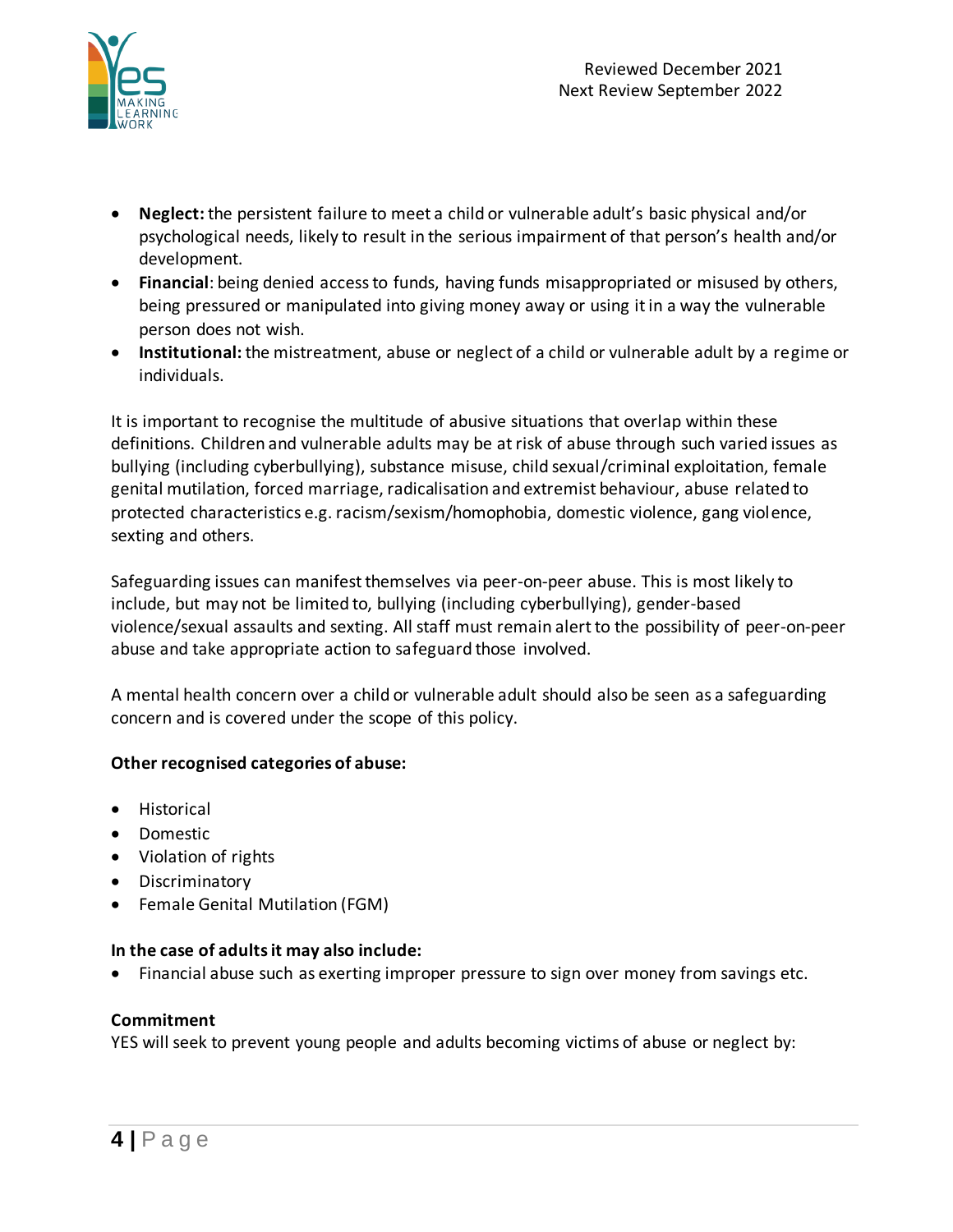- **Neglect:** the persistent failure to meet a child or vulnerable adult's basic physical and/or psychological needs, likely to result in the serious impairment of that person's health and/or development.
- **Financial**: being denied access to funds, having funds misappropriated or misused by others, being pressured or manipulated into giving money away or using it in a way the vulnerable person does not wish.
- **Institutional:** the mistreatment, abuse or neglect of a child or vulnerable adult by a regime or individuals.

It is important to recognise the multitude of abusive situations that overlap within these definitions. Children and vulnerable adults may be at risk of abuse through such varied issues as bullying (including cyberbullying), substance misuse, child sexual/criminal exploitation, female genital mutilation, forced marriage, radicalisation and extremist behaviour, abuse related to protected characteristics e.g. racism/sexism/homophobia, domestic violence, gang violence, sexting and others.

Safeguarding issues can manifest themselves via peer-on-peer abuse. This is most likely to include, but may not be limited to, bullying (including cyberbullying), gender-based violence/sexual assaults and sexting. All staff must remain alert to the possibility of peer-on-peer abuse and take appropriate action to safeguard those involved.

A mental health concern over a child or vulnerable adult should also be seen as a safeguarding concern and is covered under the scope of this policy.

**Other recognised categories of abuse:**

- Historical
- Domestic
- Violation of rights
- Discriminatory
- Female Genital Mutilation (FGM)

**In the case of adults it may also include:**

- Financial abuse such as exerting improper pressure to sign over money from savings etc.

**Commitment**

YES will seek to prevent young people and adults becoming victims of abuse or neglect by: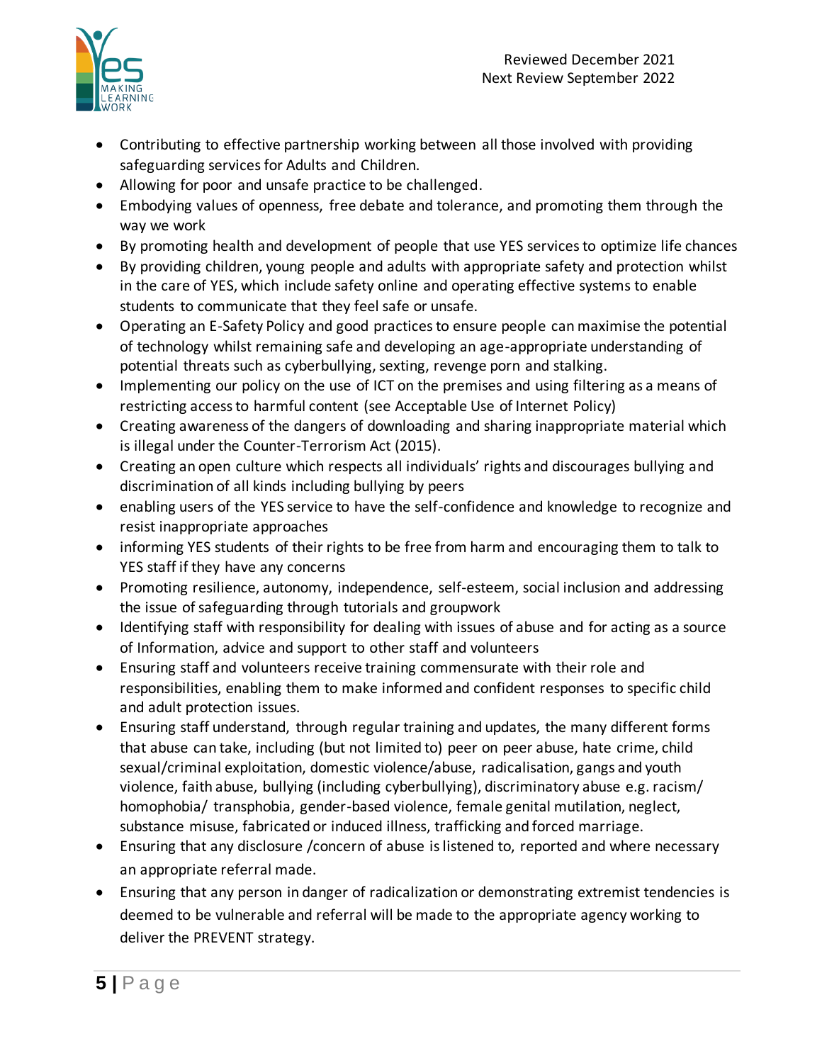- Contributing to effective partnership working between all those involved with providing safeguarding services for Adults and Children.
- Allowing for poor and unsafe practice to be challenged.
- Embodying values of openness, free debate and tolerance, and promoting them through the way we work
- By promoting health and development of people that use YES services to optimize life chances
- By providing children, young people and adults with appropriate safety and protection whilst in the care of YES, which include safety online and operating effective systems to enable students to communicate that they feel safe or unsafe.
- Operating an E-Safety Policy and good practices to ensure people can maximise the potential of technology whilst remaining safe and developing an age-appropriate understanding of potential threats such as cyberbullying, sexting, revenge porn and stalking.
- Implementing our policy on the use of ICT on the premises and using filtering as a means of restricting access to harmful content (see Acceptable Use of Internet Policy)
- Creating awareness of the dangers of downloading and sharing inappropriate material which is illegal under the Counter-Terrorism Act (2015).
- Creating an open culture which respects all individuals' rights and discourages bullying and discrimination of all kinds including bullying by peers
- enabling users of the YES service to have the self-confidence and knowledge to recognize and resist inappropriate approaches
- informing YES students of their rights to be free from harm and encouraging them to talk to YES staff if they have any concerns
- Promoting resilience, autonomy, independence, self-esteem, social inclusion and addressing the issue of safeguarding through tutorials and groupwork
- Identifying staff with responsibility for dealing with issues of abuse and for acting as a source of Information, advice and support to other staff and volunteers
- Ensuring staff and volunteers receive training commensurate with their role and responsibilities, enabling them to make informed and confident responses to specific child and adult protection issues.
- Ensuring staff understand, through regular training and updates, the many different forms that abuse can take, including (but not limited to) peer on peer abuse, hate crime, child sexual/criminal exploitation, domestic violence/abuse, radicalisation, gangs and youth violence, faith abuse, bullying (including cyberbullying), discriminatory abuse e.g. racism/ homophobia/ transphobia, gender-based violence, female genital mutilation, neglect, substance misuse, fabricated or induced illness, trafficking and forced marriage.
- Ensuring that any disclosure /concern of abuse is listened to, reported and where necessary an appropriate referral made.
- Ensuring that any person in danger of radicalization or demonstrating extremist tendencies is deemed to be vulnerable and referral will be made to the appropriate agency working to deliver the PREVENT strategy.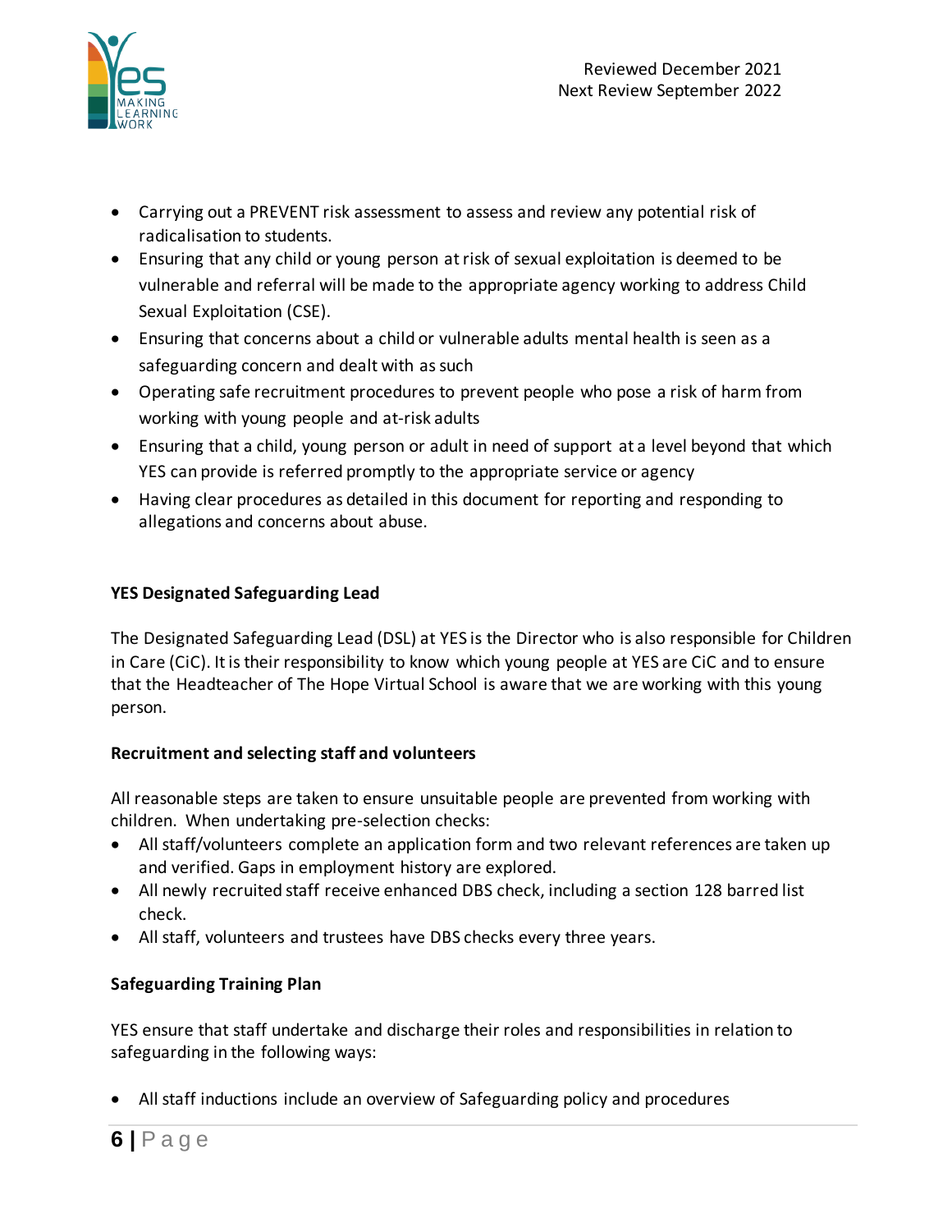- Carrying out a PREVENT risk assessment to assess and review any potential risk of radicalisation to students.
- Ensuring that any child or young person at risk of sexual exploitation is deemed to be vulnerable and referral will be made to the appropriate agency working to address Child Sexual Exploitation (CSE).
- Ensuring that concerns about a child or vulnerable adults mental health is seen as a safeguarding concern and dealt with as such
- Operating safe recruitment procedures to prevent people who pose a risk of harm from working with young people and at-risk adults
- Ensuring that a child, young person or adult in need of support at a level beyond that which YES can provide is referred promptly to the appropriate service or agency
- Having clear procedures as detailed in this document for reporting and responding to allegations and concerns about abuse.

**YES Designated Safeguarding Lead**

The Designated Safeguarding Lead (DSL) at YES is the Director who is also responsible for Children in Care (CiC). It is their responsibility to know which young people at YES are CiC and to ensure that the Headteacher of The Hope Virtual School is aware that we are working with this young person.

**Recruitment and selecting staff and volunteers**

All reasonable steps are taken to ensure unsuitable people are prevented from working with children. When undertaking pre-selection checks:

- All staff/volunteers complete an application form and two relevant references are taken up and verified. Gaps in employment history are explored.
- All newly recruited staff receive enhanced DBS check, including a section 128 barred list check.
- All staff, volunteers and trustees have DBS checks every three years.

**Safeguarding Training Plan**

YES ensure that staff undertake and discharge their roles and responsibilities in relation to safeguarding in the following ways:

- All staff inductions include an overview of Safeguarding policy and procedures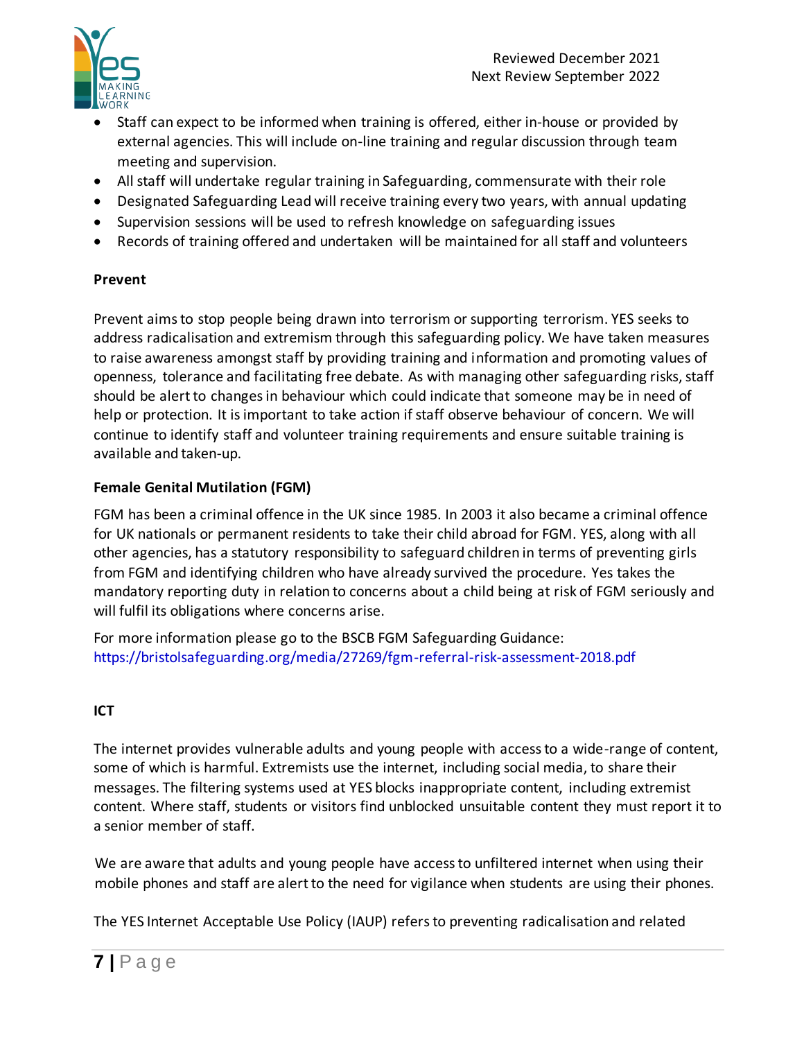- Staff can expect to be informed when training is offered, either in-house or provided by external agencies. This will include on-line training and regular discussion through team meeting and supervision.
- All staff will undertake regular training in Safeguarding, commensurate with their role
- Designated Safeguarding Lead will receive training every two years, with annual updating
- Supervision sessions will be used to refresh knowledge on safeguarding issues
- Records of training offered and undertaken will be maintained for all staff and volunteers

**Prevent**

Prevent aims to stop people being drawn into terrorism or supporting terrorism. YES seeks to address radicalisation and extremism through this safeguarding policy. We have taken measures to raise awareness amongst staff by providing training and information and promoting values of openness, tolerance and facilitating free debate. As with managing other safeguarding risks, staff should be alert to changes in behaviour which could indicate that someone may be in need of help or protection. It is important to take action if staff observe behaviour of concern. We will continue to identify staff and volunteer training requirements and ensure suitable training is available and taken-up.

**Female Genital Mutilation (FGM)**

FGM has been a criminal offence in the UK since 1985. In 2003 it also became a criminal offence for UK nationals or permanent residents to take their child abroad for FGM. YES, along with all other agencies, has a statutory responsibility to safeguard children in terms of preventing girls from FGM and identifying children who have already survived the procedure. Yes takes the mandatory reporting duty in relation to concerns about a child being at risk of FGM seriously and will fulfil its obligations where concerns arise.

For more information please go to the BSCB FGM Safeguarding Guidance: https://bristolsafeguarding.org/media/27269/fgm-referral-risk-assessment-2018.pdf

**ICT**

The internet provides vulnerable adults and young people with access to a wide-range of content, some of which is harmful. Extremists use the internet, including social media, to share their messages. The filtering systems used at YES blocks inappropriate content, including extremist content. Where staff, students or visitors find unblocked unsuitable content they must report it to a senior member of staff.

We are aware that adults and young people have access to unfiltered internet when using their mobile phones and staff are alert to the need for vigilance when students are using their phones.

The YES Internet Acceptable Use Policy (IAUP) refers to preventing radicalisation and related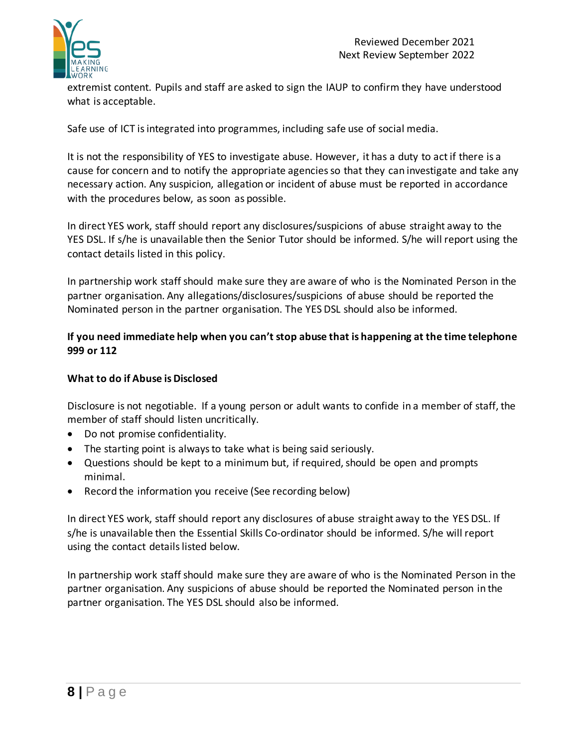extremist content. Pupils and staff are asked to sign the IAUP to confirm they have understood what is acceptable.

Safe use of ICT is integrated into programmes, including safe use of social media.

It is not the responsibility of YES to investigate abuse. However, it has a duty to act if there is a cause for concern and to notify the appropriate agencies so that they can investigate and take any necessary action. Any suspicion, allegation or incident of abuse must be reported in accordance with the procedures below, as soon as possible.

In direct YES work, staff should report any disclosures/suspicions of abuse straight away to the YES DSL. If s/he is unavailable then the Senior Tutor should be informed. S/he will report using the contact details listed in this policy.

In partnership work staff should make sure they are aware of who is the Nominated Person in the partner organisation. Any allegations/disclosures/suspicions of abuse should be reported the Nominated person in the partner organisation. The YES DSL should also be informed.

**If you need immediate help when you can't stop abuse that is happening at the time telephone 999 or 112**

**What to do if Abuse is Disclosed**

Disclosure is not negotiable. If a young person or adult wants to confide in a member of staff, the member of staff should listen uncritically.

- Do not promise confidentiality.
- The starting point is always to take what is being said seriously.
- Questions should be kept to a minimum but, if required, should be open and prompts minimal.
- Record the information you receive (See recording below)

In direct YES work, staff should report any disclosures of abuse straight away to the YES DSL. If s/he is unavailable then the Essential Skills Co-ordinator should be informed. S/he will report using the contact details listed below.

In partnership work staff should make sure they are aware of who is the Nominated Person in the partner organisation. Any suspicions of abuse should be reported the Nominated person in the partner organisation. The YES DSL should also be informed.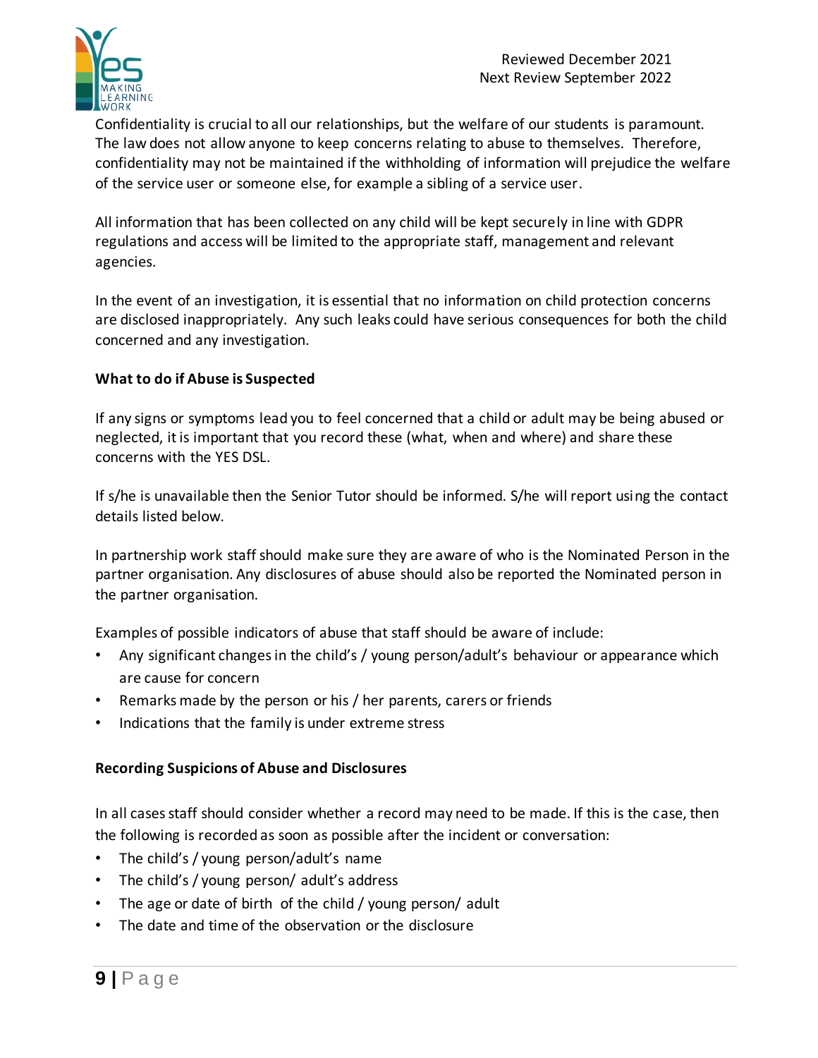Confidentiality is crucial to all our relationships, but the welfare of our students is paramount. The law does not allow anyone to keep concerns relating to abuse to themselves. Therefore, confidentiality may not be maintained if the withholding of information will prejudice the welfare of the service user or someone else, for example a sibling of a service user.

All information that has been collected on any child will be kept securely in line with GDPR regulations and access will be limited to the appropriate staff, management and relevant agencies.

In the event of an investigation, it is essential that no information on child protection concerns are disclosed inappropriately. Any such leaks could have serious consequences for both the child concerned and any investigation.

**What to do if Abuse is Suspected**

If any signs or symptoms lead you to feel concerned that a child or adult may be being abused or neglected, it is important that you record these (what, when and where) and share these concerns with the YES DSL.

If s/he is unavailable then the Senior Tutor should be informed. S/he will report using the contact details listed below.

In partnership work staff should make sure they are aware of who is the Nominated Person in the partner organisation. Any disclosures of abuse should also be reported the Nominated person in the partner organisation.

Examples of possible indicators of abuse that staff should be aware of include:

- Any significant changes in the child's / young person/adult's behaviour or appearance which are cause for concern
- Remarks made by the person or his / her parents, carers or friends
- Indications that the family is under extreme stress

**Recording Suspicions of Abuse and Disclosures**

In all cases staff should consider whether a record may need to be made. If this is the case, then the following is recorded as soon as possible after the incident or conversation:

- The child's / young person/adult's name
- The child's / young person/ adult's address
- The age or date of birth of the child / young person/ adult
- The date and time of the observation or the disclosure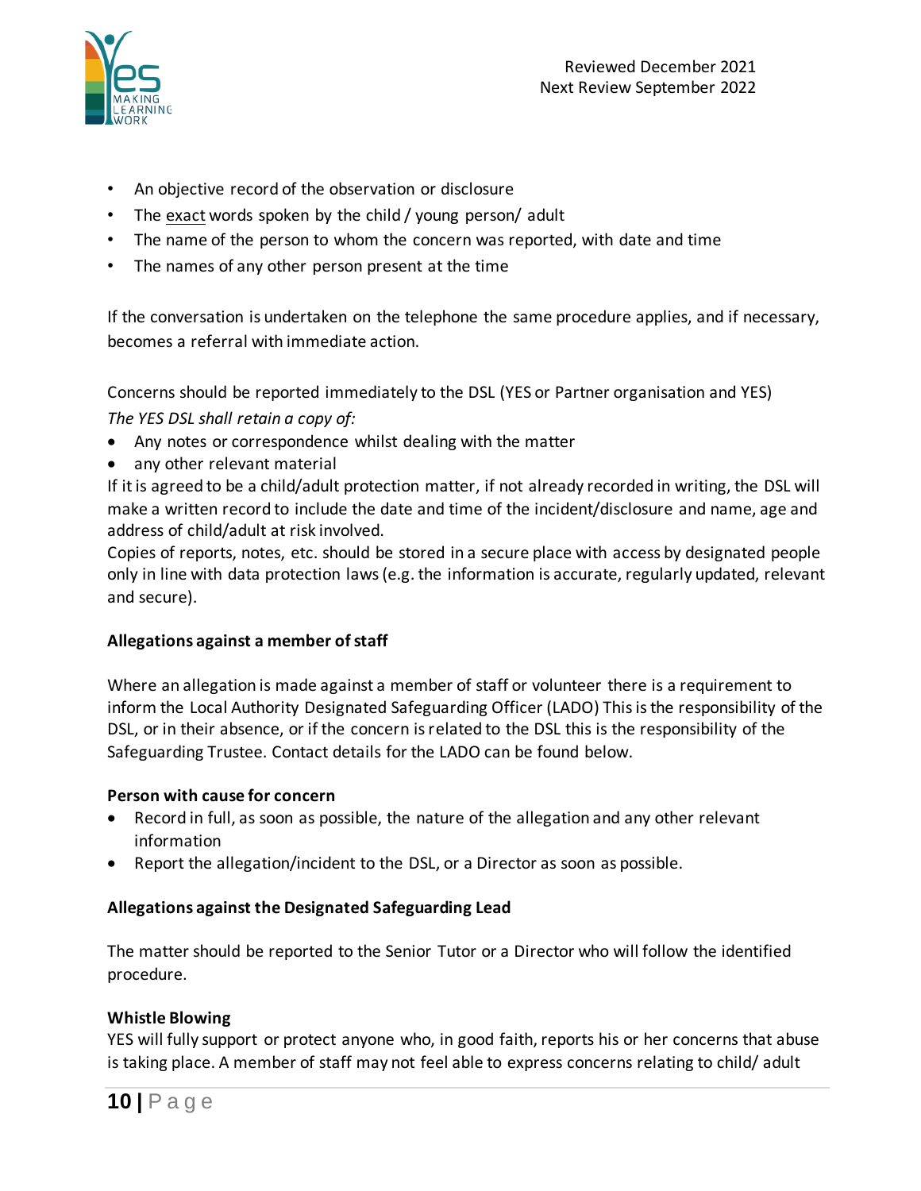- An objective record of the observation or disclosure
- The exact words spoken by the child / young person/ adult
- The name of the person to whom the concern was reported, with date and time
- The names of any other person present at the time

If the conversation is undertaken on the telephone the same procedure applies, and if necessary, becomes a referral with immediate action.

Concerns should be reported immediately to the DSL (YES or Partner organisation and YES)

*The YES DSL shall retain a copy of:*

- Any notes or correspondence whilst dealing with the matter
- any other relevant material

If it is agreed to be a child/adult protection matter, if not already recorded in writing, the DSL will make a written record to include the date and time of the incident/disclosure and name, age and address of child/adult at risk involved.

Copies of reports, notes, etc. should be stored in a secure place with access by designated people only in line with data protection laws (e.g. the information is accurate, regularly updated, relevant and secure).

**Allegations against a member of staff**

Where an allegation is made against a member of staff or volunteer there is a requirement to inform the Local Authority Designated Safeguarding Officer (LADO) This is the responsibility of the DSL, or in their absence, or if the concern is related to the DSL this is the responsibility of the Safeguarding Trustee. Contact details for the LADO can be found below.

**Person with cause for concern**

- Record in full, as soon as possible, the nature of the allegation and any other relevant information
- Report the allegation/incident to the DSL, or a Director as soon as possible.

**Allegations against the Designated Safeguarding Lead**

The matter should be reported to the Senior Tutor or a Director who will follow the identified procedure.

**Whistle Blowing**

YES will fully support or protect anyone who, in good faith, reports his or her concerns that abuse is taking place. A member of staff may not feel able to express concerns relating to child/ adult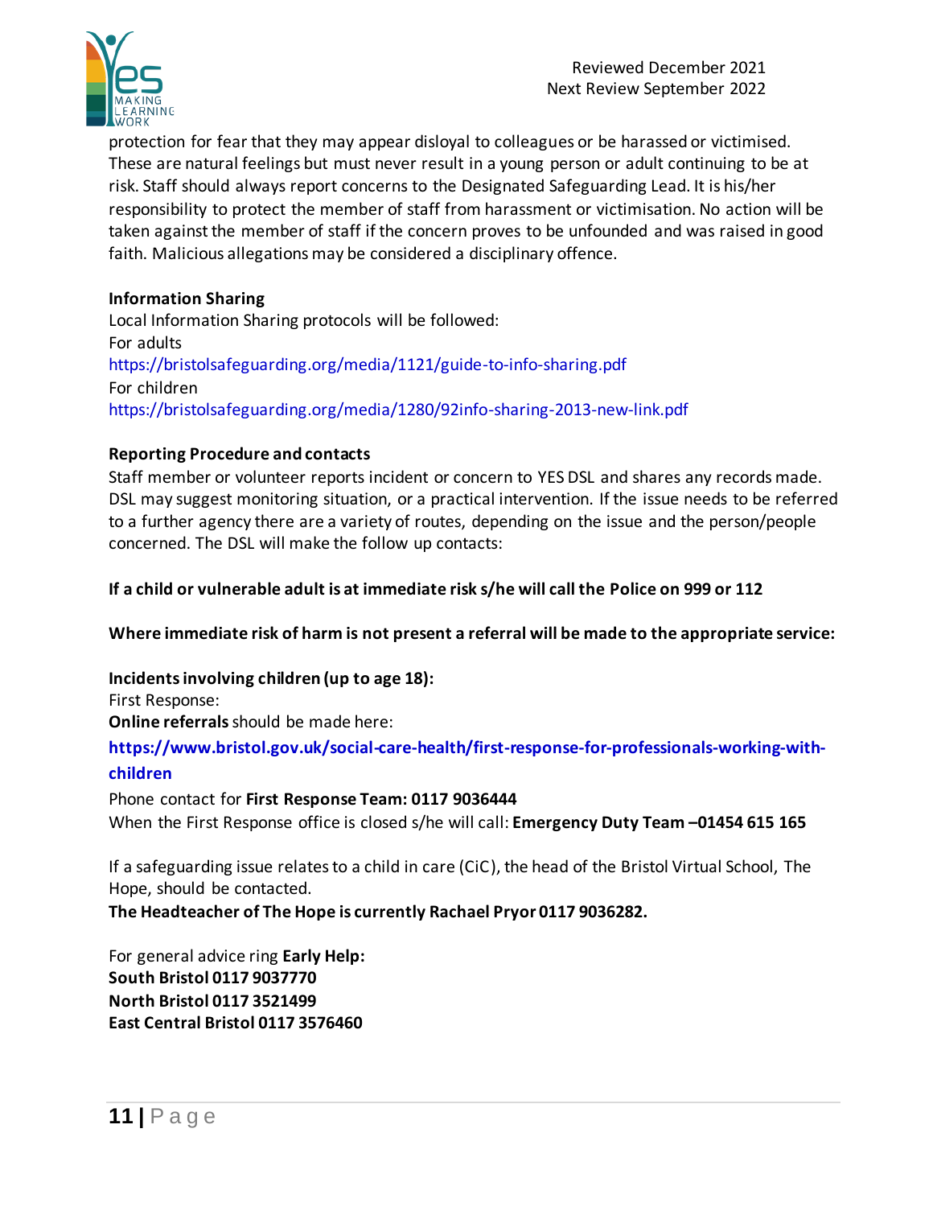protection for fear that they may appear disloyal to colleagues or be harassed or victimised. These are natural feelings but must never result in a young person or adult continuing to be at risk. Staff should always report concerns to the Designated Safeguarding Lead. It is his/her responsibility to protect the member of staff from harassment or victimisation. No action will be taken against the member of staff if the concern proves to be unfounded and was raised in good faith. Malicious allegations may be considered a disciplinary offence.

**Information Sharing**

Local Information Sharing protocols will be followed:
For adults
https://bristolsafeguarding.org/media/1121/guide-to-info-sharing.pdf
For children
https://bristolsafeguarding.org/media/1280/92info-sharing-2013-new-link.pdf

**Reporting Procedure and contacts**

Staff member or volunteer reports incident or concern to YES DSL and shares any records made. DSL may suggest monitoring situation, or a practical intervention. If the issue needs to be referred to a further agency there are a variety of routes, depending on the issue and the person/people concerned. The DSL will make the follow up contacts:

**If a child or vulnerable adult is at immediate risk s/he will call the Police on 999 or 112**

**Where immediate risk of harm is not present a referral will be made to the appropriate service:**

**Incidents involving children (up to age 18):**
First Response:
**Online referrals** should be made here:
**https://www.bristol.gov.uk/social-care-health/first-response-for-professionals-working-with-children**
Phone contact for **First Response Team: 0117 9036444**
When the First Response office is closed s/he will call: **Emergency Duty Team –01454 615 165**

If a safeguarding issue relates to a child in care (CiC), the head of the Bristol Virtual School, The Hope, should be contacted.
**The Headteacher of The Hope is currently Rachael Pryor 0117 9036282.**

For general advice ring **Early Help:**
**South Bristol 0117 9037770**
**North Bristol 0117 3521499**
**East Central Bristol 0117 3576460**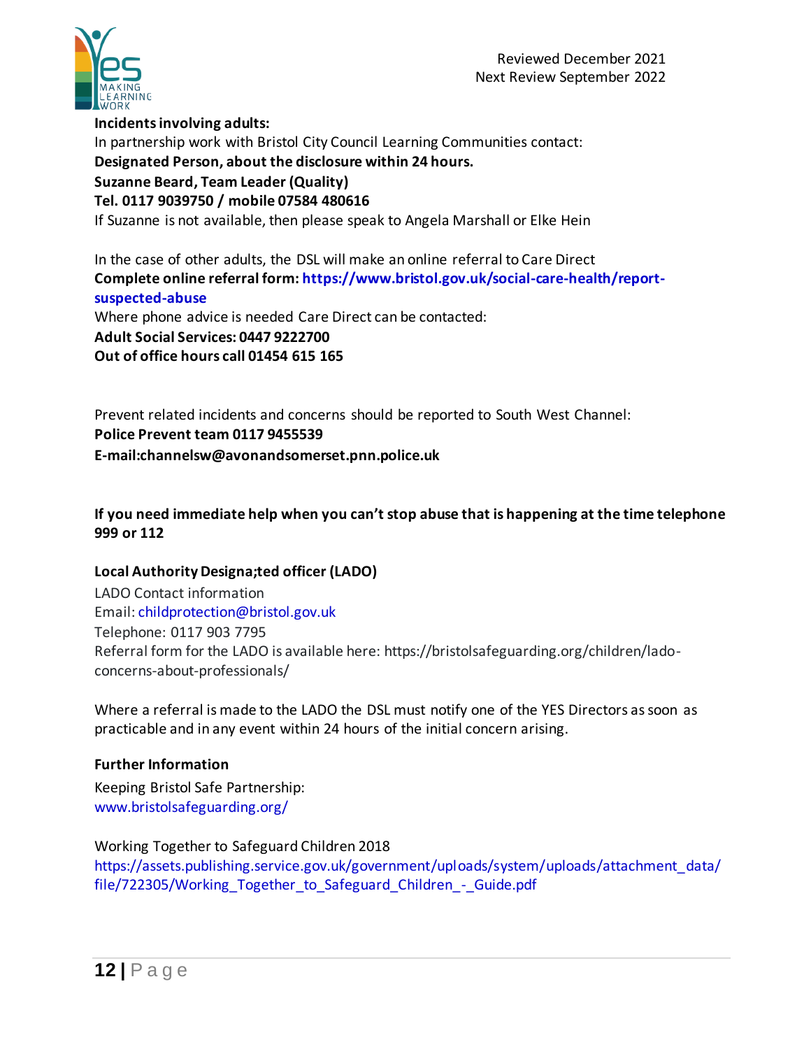**Incidents involving adults:**
In partnership work with Bristol City Council Learning Communities contact:
**Designated Person, about the disclosure within 24 hours.**
**Suzanne Beard, Team Leader (Quality)**
**Tel. 0117 9039750 / mobile 07584 480616**
If Suzanne is not available, then please speak to Angela Marshall or Elke Hein

In the case of other adults, the DSL will make an online referral to Care Direct
**Complete online referral form: https://www.bristol.gov.uk/social-care-health/report-suspected-abuse**
Where phone advice is needed Care Direct can be contacted:
**Adult Social Services: 0447 9222700**
**Out of office hours call 01454 615 165**

Prevent related incidents and concerns should be reported to South West Channel:
**Police Prevent team 0117 9455539**
**E-mail:channelsw@avonandsomerset.pnn.police.uk**

**If you need immediate help when you can't stop abuse that is happening at the time telephone 999 or 112**

**Local Authority Designa;ted officer (LADO)**

LADO Contact information
Email: childprotection@bristol.gov.uk
Telephone: 0117 903 7795
Referral form for the LADO is available here: https://bristolsafeguarding.org/children/lado-concerns-about-professionals/

Where a referral is made to the LADO the DSL must notify one of the YES Directors as soon as practicable and in any event within 24 hours of the initial concern arising.

**Further Information**

Keeping Bristol Safe Partnership:
www.bristolsafeguarding.org/

Working Together to Safeguard Children 2018
https://assets.publishing.service.gov.uk/government/uploads/system/uploads/attachment_data/file/722305/Working_Together_to_Safeguard_Children_-_Guide.pdf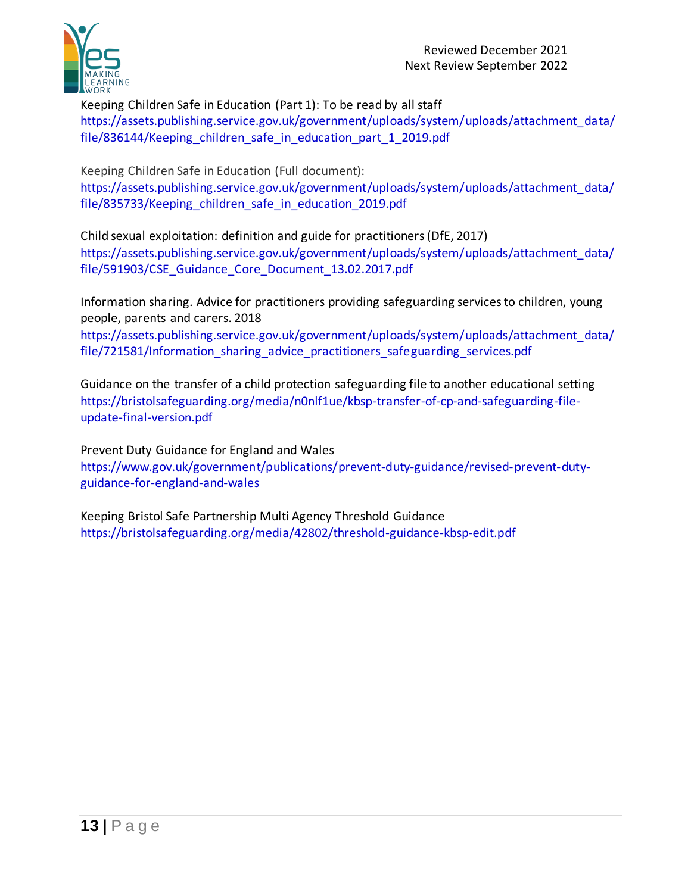Keeping Children Safe in Education (Part 1): To be read by all staff
https://assets.publishing.service.gov.uk/government/uploads/system/uploads/attachment_data/file/836144/Keeping_children_safe_in_education_part_1_2019.pdf

Keeping Children Safe in Education (Full document):
https://assets.publishing.service.gov.uk/government/uploads/system/uploads/attachment_data/file/835733/Keeping_children_safe_in_education_2019.pdf

Child sexual exploitation: definition and guide for practitioners (DfE, 2017)
https://assets.publishing.service.gov.uk/government/uploads/system/uploads/attachment_data/file/591903/CSE_Guidance_Core_Document_13.02.2017.pdf

Information sharing. Advice for practitioners providing safeguarding services to children, young people, parents and carers. 2018
https://assets.publishing.service.gov.uk/government/uploads/system/uploads/attachment_data/file/721581/Information_sharing_advice_practitioners_safeguarding_services.pdf

Guidance on the transfer of a child protection safeguarding file to another educational setting
https://bristolsafeguarding.org/media/n0nlf1ue/kbsp-transfer-of-cp-and-safeguarding-file-update-final-version.pdf

Prevent Duty Guidance for England and Wales
https://www.gov.uk/government/publications/prevent-duty-guidance/revised-prevent-duty-guidance-for-england-and-wales

Keeping Bristol Safe Partnership Multi Agency Threshold Guidance
https://bristolsafeguarding.org/media/42802/threshold-guidance-kbsp-edit.pdf